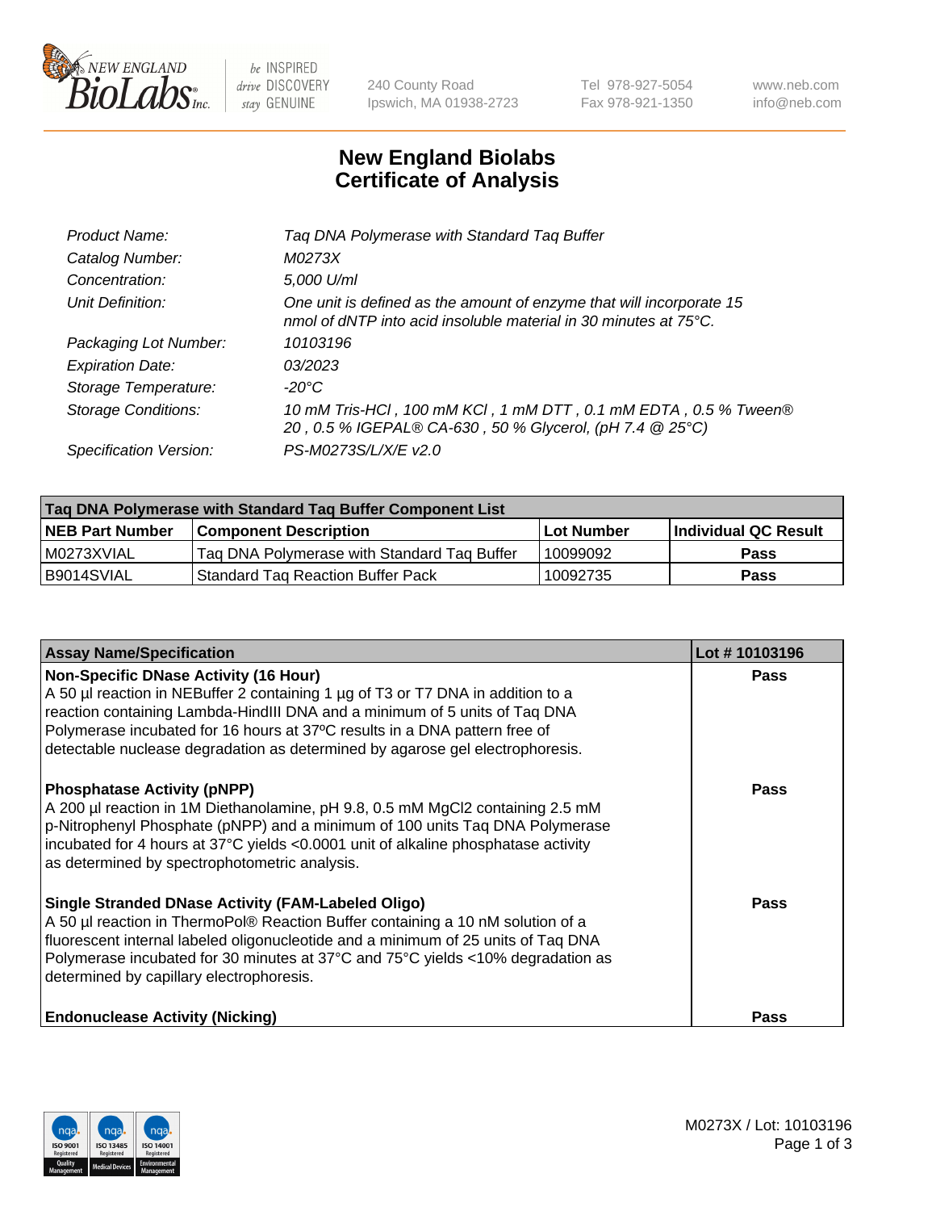# New England Biolabs Certificate of Analysis

| | |
|---|---|
| Product Name: | Taq DNA Polymerase with Standard Taq Buffer |
| Catalog Number: | M0273X |
| Concentration: | 5,000 U/ml |
| Unit Definition: | One unit is defined as the amount of enzyme that will incorporate 15 nmol of dNTP into acid insoluble material in 30 minutes at 75°C. |
| Packaging Lot Number: | 10103196 |
| Expiration Date: | 03/2023 |
| Storage Temperature: | -20°C |
| Storage Conditions: | 10 mM Tris-HCl , 100 mM KCl , 1 mM DTT , 0.1 mM EDTA , 0.5 % Tween® 20 , 0.5 % IGEPAL® CA-630 , 50 % Glycerol, (pH 7.4 @ 25°C) |
| Specification Version: | PS-M0273S/L/X/E v2.0 |

| Taq DNA Polymerase with Standard Taq Buffer Component List | | | |
|---|---|---|---|
| **NEB Part Number** | **Component Description** | **Lot Number** | **Individual QC Result** |
| M0273XVIAL | Taq DNA Polymerase with Standard Taq Buffer | 10099092 | **Pass** |
| B9014SVIAL | Standard Taq Reaction Buffer Pack | 10092735 | **Pass** |

| Assay Name/Specification | Lot # 10103196 |
|---|---|
| **Non-Specific DNase Activity (16 Hour)**<br>A 50 µl reaction in NEBuffer 2 containing 1 µg of T3 or T7 DNA in addition to a reaction containing Lambda-HindIII DNA and a minimum of 5 units of Taq DNA Polymerase incubated for 16 hours at 37ºC results in a DNA pattern free of detectable nuclease degradation as determined by agarose gel electrophoresis. | **Pass** |
| **Phosphatase Activity (pNPP)**<br>A 200 µl reaction in 1M Diethanolamine, pH 9.8, 0.5 mM $MgCl_2$ containing 2.5 mM p-Nitrophenyl Phosphate (pNPP) and a minimum of 100 units Taq DNA Polymerase incubated for 4 hours at 37°C yields <0.0001 unit of alkaline phosphatase activity as determined by spectrophotometric analysis. | **Pass** |
| **Single Stranded DNase Activity (FAM-Labeled Oligo)**<br>A 50 µl reaction in ThermoPol® Reaction Buffer containing a 10 nM solution of a fluorescent internal labeled oligonucleotide and a minimum of 25 units of Taq DNA Polymerase incubated for 30 minutes at 37°C and 75°C yields <10% degradation as determined by capillary electrophoresis. | **Pass** |
| **Endonuclease Activity (Nicking)** | **Pass** |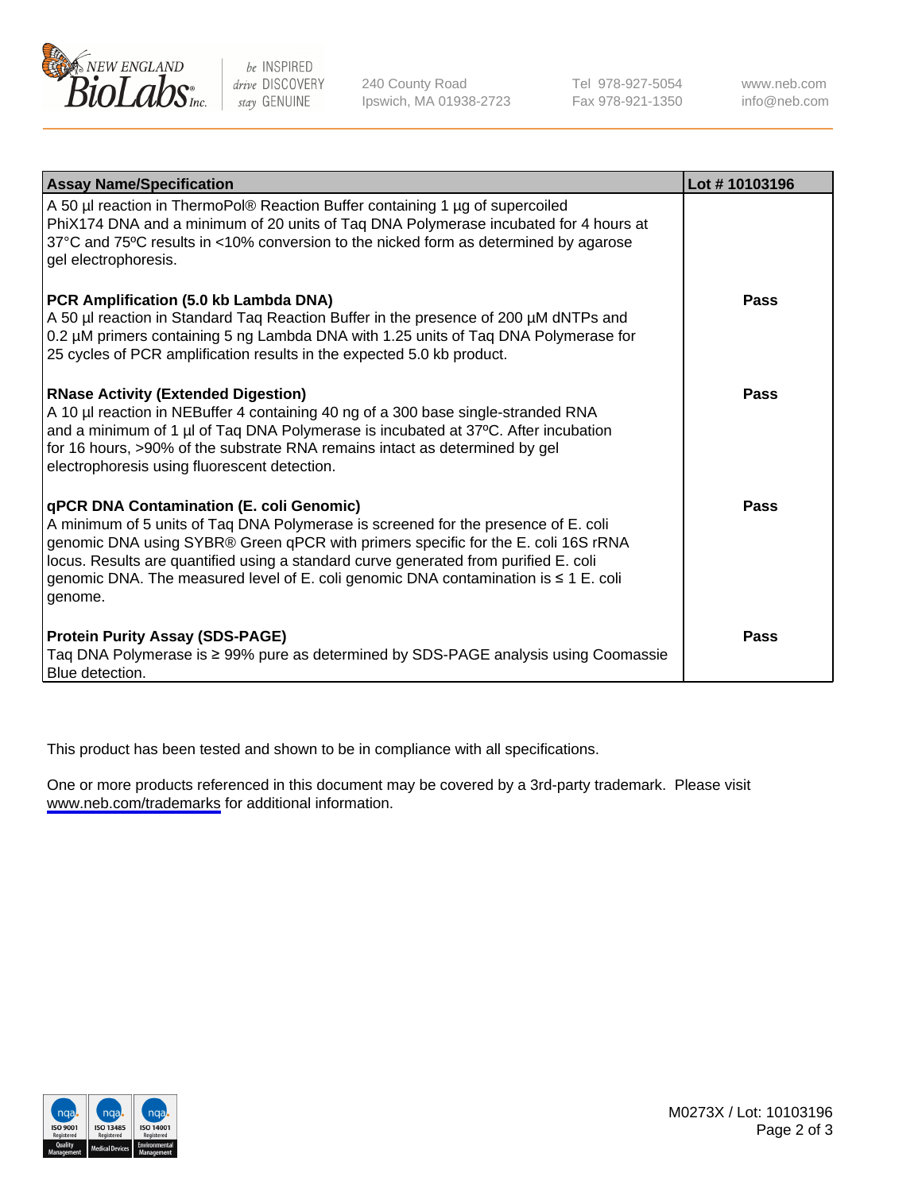| Assay Name/Specification | Lot # 10103196 |
| --- | --- |
| A 50 µl reaction in ThermoPol® Reaction Buffer containing 1 µg of supercoiled PhiX174 DNA and a minimum of 20 units of Taq DNA Polymerase incubated for 4 hours at 37°C and 75ºC results in <10% conversion to the nicked form as determined by agarose gel electrophoresis. | |
| **PCR Amplification (5.0 kb Lambda DNA)**<br>A 50 µl reaction in Standard Taq Reaction Buffer in the presence of 200 µM dNTPs and 0.2 µM primers containing 5 ng Lambda DNA with 1.25 units of Taq DNA Polymerase for 25 cycles of PCR amplification results in the expected 5.0 kb product. | **Pass** |
| **RNase Activity (Extended Digestion)**<br>A 10 µl reaction in NEBuffer 4 containing 40 ng of a 300 base single-stranded RNA and a minimum of 1 µl of Taq DNA Polymerase is incubated at 37ºC. After incubation for 16 hours, >90% of the substrate RNA remains intact as determined by gel electrophoresis using fluorescent detection. | **Pass** |
| **qPCR DNA Contamination (E. coli Genomic)**<br>A minimum of 5 units of Taq DNA Polymerase is screened for the presence of E. coli genomic DNA using SYBR® Green qPCR with primers specific for the E. coli 16S rRNA locus. Results are quantified using a standard curve generated from purified E. coli genomic DNA. The measured level of E. coli genomic DNA contamination is ≤ 1 E. coli genome. | **Pass** |
| **Protein Purity Assay (SDS-PAGE)**<br>Taq DNA Polymerase is ≥ 99% pure as determined by SDS-PAGE analysis using Coomassie Blue detection. | **Pass** |

This product has been tested and shown to be in compliance with all specifications.

One or more products referenced in this document may be covered by a 3rd-party trademark. Please visit www.neb.com/trademarks for additional information.

M0273X / Lot: 10103196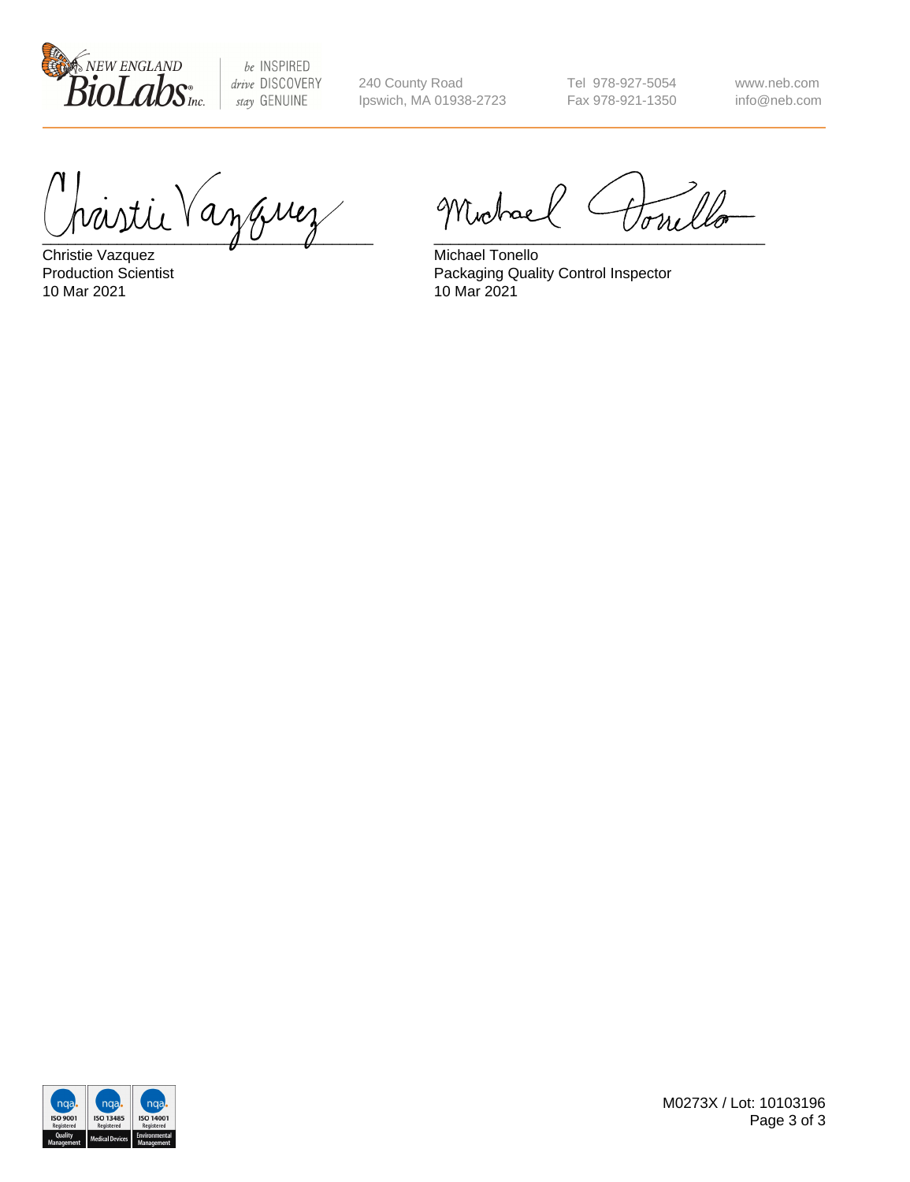Christie Vazquez
Production Scientist
10 Mar 2021

Michael Tonello
Packaging Quality Control Inspector
10 Mar 2021

M0273X / Lot: 10103196